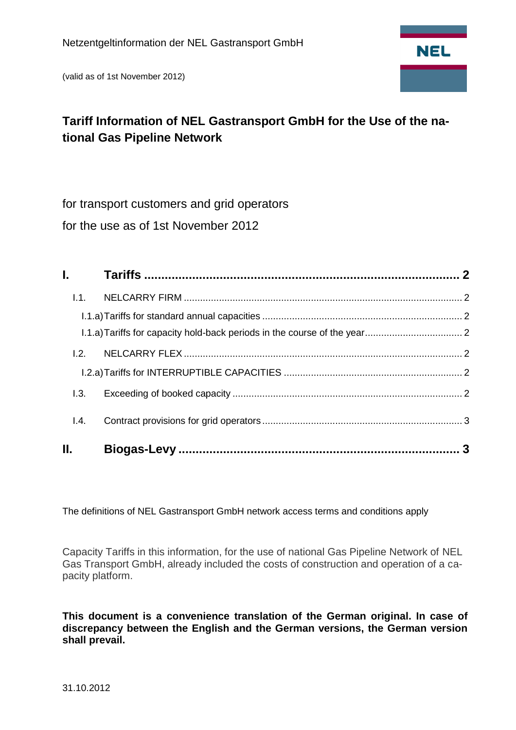Netzentgeltinformation der NEL Gastransport GmbH

(valid as of 1st November 2012)

# Tariff Information of NEL Gastransport GmbH for the Use of the national Gas Pipeline Network

for transport customers and grid operators

for the use as of 1st November 2012

**I. Tariffs ..... 2**

- I.1. NELCARRY FIRM ..... 2
  - I.1.a) Tariffs for standard annual capacities ..... 2
  - I.1.a) Tariffs for capacity hold-back periods in the course of the year ..... 2
- I.2. NELCARRY FLEX ..... 2
  - I.2.a) Tariffs for INTERRUPTIBLE CAPACITIES ..... 2
- I.3. Exceeding of booked capacity ..... 2
- I.4. Contract provisions for grid operators ..... 3

**II. Biogas-Levy ..... 3**

The definitions of NEL Gastransport GmbH network access terms and conditions apply

Capacity Tariffs in this information, for the use of national Gas Pipeline Network of NEL Gas Transport GmbH, already included the costs of construction and operation of a capacity platform.

**This document is a convenience translation of the German original. In case of discrepancy between the English and the German versions, the German version shall prevail.**

31.10.2012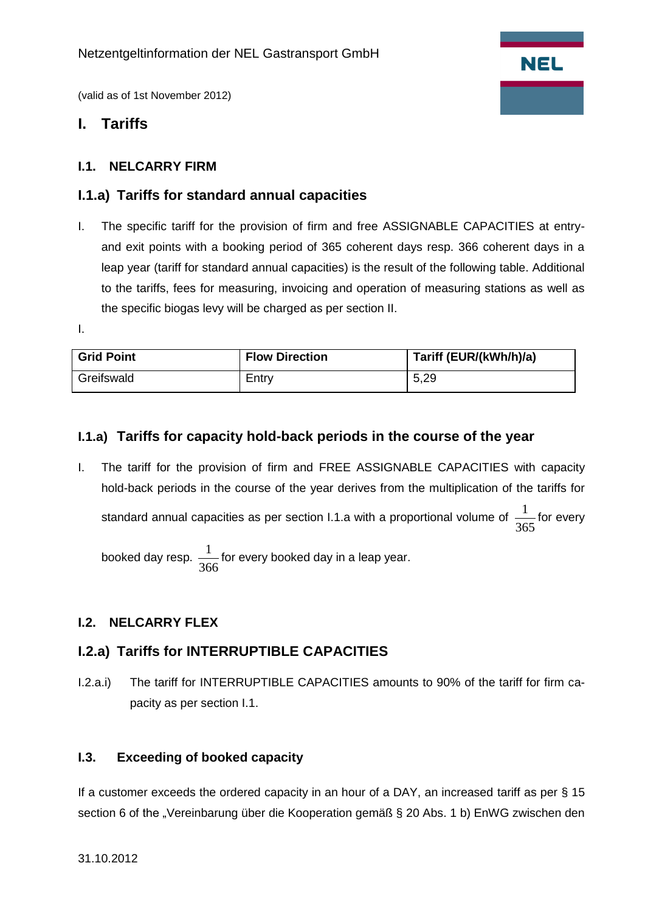Netzentgeltinformation der NEL Gastransport GmbH

(valid as of 1st November 2012)

# I. Tariffs

### I.1. NELCARRY FIRM

## I.1.a) Tariffs for standard annual capacities

I. The specific tariff for the provision of firm and free ASSIGNABLE CAPACITIES at entry- and exit points with a booking period of 365 coherent days resp. 366 coherent days in a leap year (tariff for standard annual capacities) is the result of the following table. Additional to the tariffs, fees for measuring, invoicing and operation of measuring stations as well as the specific biogas levy will be charged as per section II.

I.

| Grid Point | Flow Direction | Tariff (EUR/(kWh/h)/a) |
|---|---|---|
| Greifswald | Entry | 5,29 |

## I.1.a) Tariffs for capacity hold-back periods in the course of the year

I. The tariff for the provision of firm and FREE ASSIGNABLE CAPACITIES with capacity hold-back periods in the course of the year derives from the multiplication of the tariffs for standard annual capacities as per section I.1.a with a proportional volume of $\frac{1}{365}$ for every booked day resp. $\frac{1}{366}$ for every booked day in a leap year.

### I.2. NELCARRY FLEX

## I.2.a) Tariffs for INTERRUPTIBLE CAPACITIES

I.2.a.i) The tariff for INTERRUPTIBLE CAPACITIES amounts to 90% of the tariff for firm capacity as per section I.1.

### I.3. Exceeding of booked capacity

If a customer exceeds the ordered capacity in an hour of a DAY, an increased tariff as per § 15 section 6 of the „Vereinbarung über die Kooperation gemäß § 20 Abs. 1 b) EnWG zwischen den

31.10.2012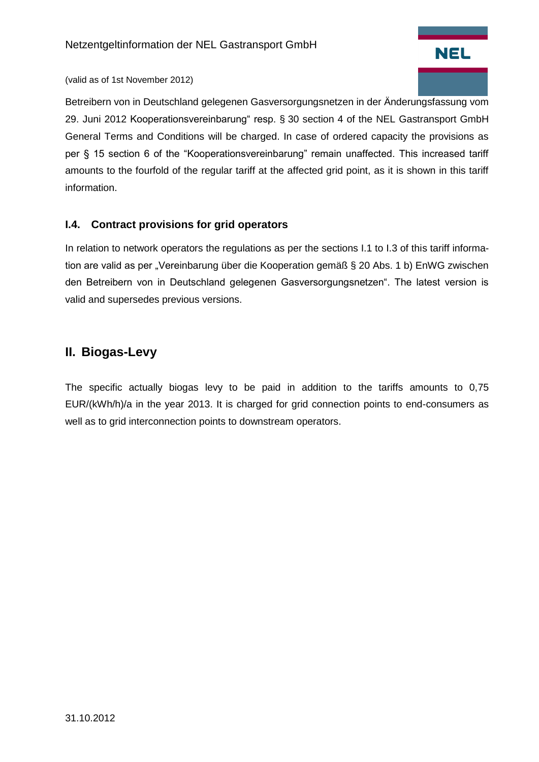Betreibern von in Deutschland gelegenen Gasversorgungsnetzen in der Änderungsfassung vom 29. Juni 2012 Kooperationsvereinbarung“ resp. § 30 section 4 of the NEL Gastransport GmbH General Terms and Conditions will be charged. In case of ordered capacity the provisions as per § 15 section 6 of the “Kooperationsvereinbarung” remain unaffected. This increased tariff amounts to the fourfold of the regular tariff at the affected grid point, as it is shown in this tariff information.

### I.4. Contract provisions for grid operators

In relation to network operators the regulations as per the sections I.1 to I.3 of this tariff information are valid as per „Vereinbarung über die Kooperation gemäß § 20 Abs. 1 b) EnWG zwischen den Betreibern von in Deutschland gelegenen Gasversorgungsnetzen“. The latest version is valid and supersedes previous versions.

## II. Biogas-Levy

The specific actually biogas levy to be paid in addition to the tariffs amounts to 0,75 EUR/(kWh/h)/a in the year 2013. It is charged for grid connection points to end-consumers as well as to grid interconnection points to downstream operators.